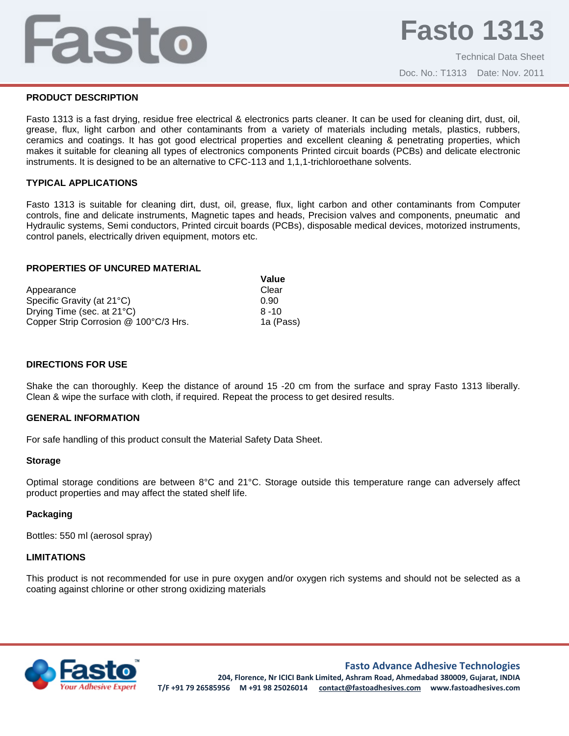# Fasto 1313

Technical Data Sheet

Doc. No.: T1313 Date: Nov. 2011

## PRODUCT DESCRIPTION

Fasto 1313 is a fast drying, residue free electrical & electronics parts cleaner. It can be used for cleaning dirt, dust, oil, grease, flux, light carbon and other contaminants from a variety of materials including metals, plastics, rubbers, ceramics and coatings. It has got good electrical properties and excellent cleaning & penetrating properties, which makes it suitable for cleaning all types of electronics components Printed circuit boards (PCBs) and delicate electronic instruments. It is designed to be an alternative to CFC-113 and 1,1,1-trichloroethane solvents.

## TYPICAL APPLICATIONS

Fasto 1313 is suitable for cleaning dirt, dust, oil, grease, flux, light carbon and other contaminants from Computer controls, fine and delicate instruments, Magnetic tapes and heads, Precision valves and components, pneumatic and Hydraulic systems, Semi conductors, Printed circuit boards (PCBs), disposable medical devices, motorized instruments, control panels, electrically driven equipment, motors etc.

## PROPERTIES OF UNCURED MATERIAL

| | Value |
|---|---|
| Appearance | Clear |
| Specific Gravity (at 21°C) | 0.90 |
| Drying Time (sec. at 21°C) | 8 -10 |
| Copper Strip Corrosion @ 100°C/3 Hrs. | 1a (Pass) |

## DIRECTIONS FOR USE

Shake the can thoroughly. Keep the distance of around 15 -20 cm from the surface and spray Fasto 1313 liberally. Clean & wipe the surface with cloth, if required. Repeat the process to get desired results.

## GENERAL INFORMATION

For safe handling of this product consult the Material Safety Data Sheet.

### Storage

Optimal storage conditions are between 8°C and 21°C. Storage outside this temperature range can adversely affect product properties and may affect the stated shelf life.

### Packaging

Bottles: 550 ml (aerosol spray)

## LIMITATIONS

This product is not recommended for use in pure oxygen and/or oxygen rich systems and should not be selected as a coating against chlorine or other strong oxidizing materials

**Fasto Advance Adhesive Technologies**
204, Florence, Nr ICICI Bank Limited, Ashram Road, Ahmedabad 380009, Gujarat, INDIA
T/F +91 79 26585956 M +91 98 25026014 contact@fastoadhesives.com www.fastoadhesives.com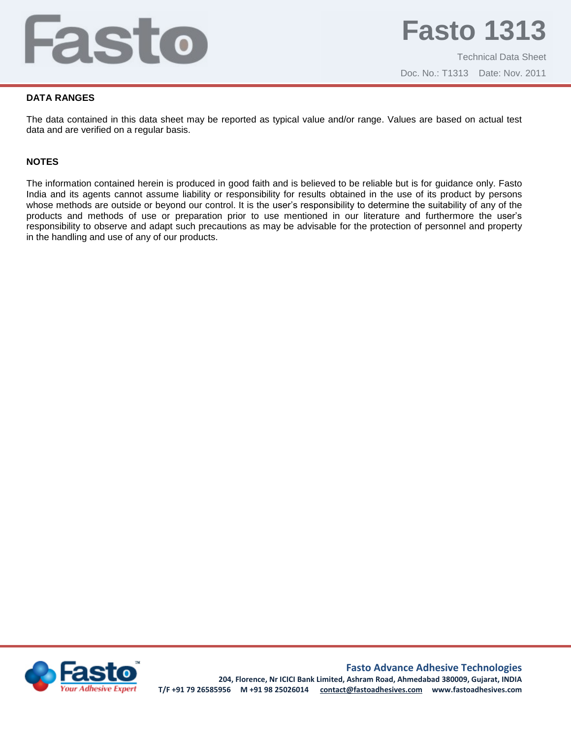## DATA RANGES

The data contained in this data sheet may be reported as typical value and/or range. Values are based on actual test data and are verified on a regular basis.

## NOTES

The information contained herein is produced in good faith and is believed to be reliable but is for guidance only. Fasto India and its agents cannot assume liability or responsibility for results obtained in the use of its product by persons whose methods are outside or beyond our control. It is the user's responsibility to determine the suitability of any of the products and methods of use or preparation prior to use mentioned in our literature and furthermore the user's responsibility to observe and adapt such precautions as may be advisable for the protection of personnel and property in the handling and use of any of our products.